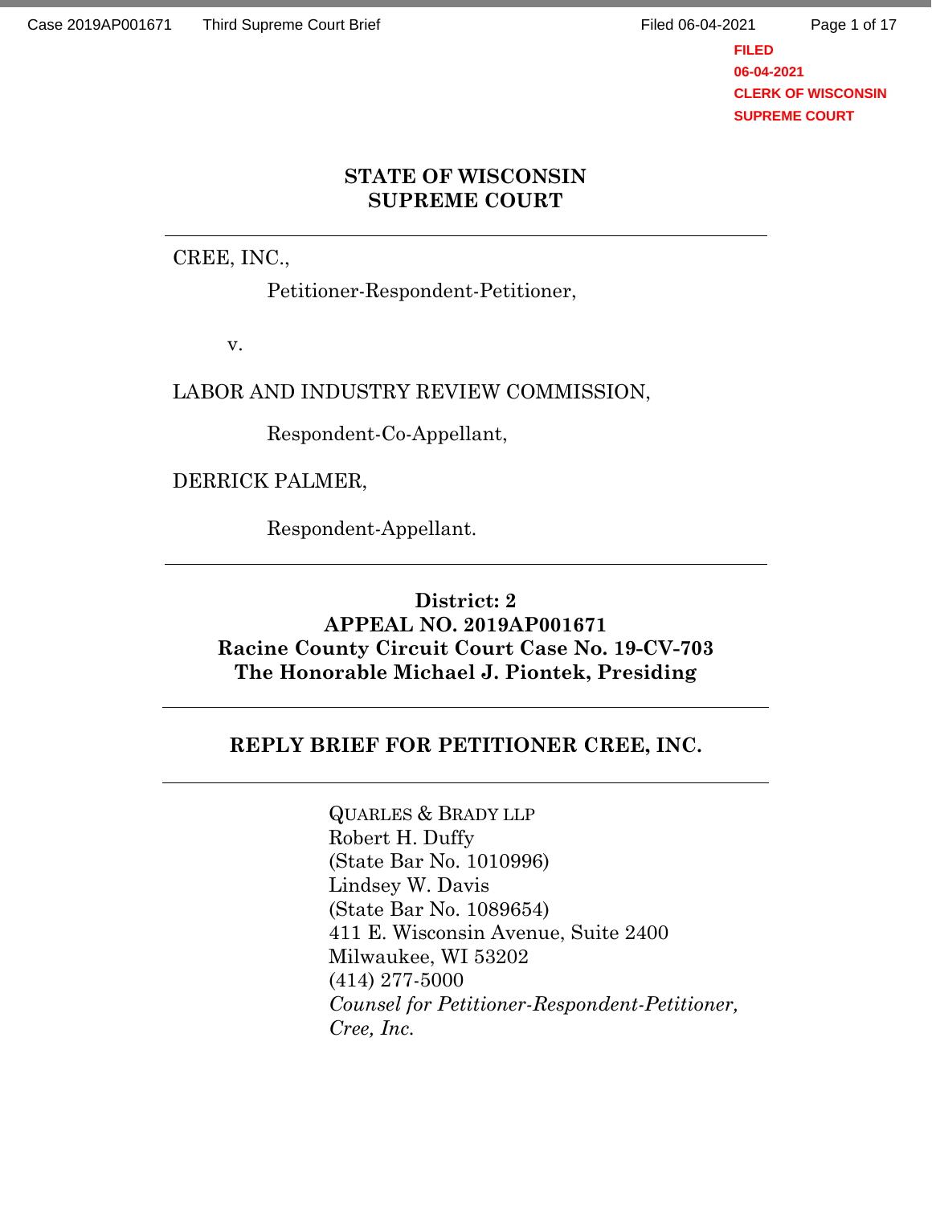**STATE OF WISCONSIN**
**SUPREME COURT**

---

CREE, INC.,

Petitioner-Respondent-Petitioner,

v.

LABOR AND INDUSTRY REVIEW COMMISSION,

Respondent-Co-Appellant,

DERRICK PALMER,

Respondent-Appellant.

---

**District: 2**
**APPEAL NO. 2019AP001671**
**Racine County Circuit Court Case No. 19-CV-703**
**The Honorable Michael J. Piontek, Presiding**

---

**REPLY BRIEF FOR PETITIONER CREE, INC.**

---

QUARLES & BRADY LLP
Robert H. Duffy
(State Bar No. 1010996)
Lindsey W. Davis
(State Bar No. 1089654)
411 E. Wisconsin Avenue, Suite 2400
Milwaukee, WI 53202
(414) 277-5000
*Counsel for Petitioner-Respondent-Petitioner, Cree, Inc.*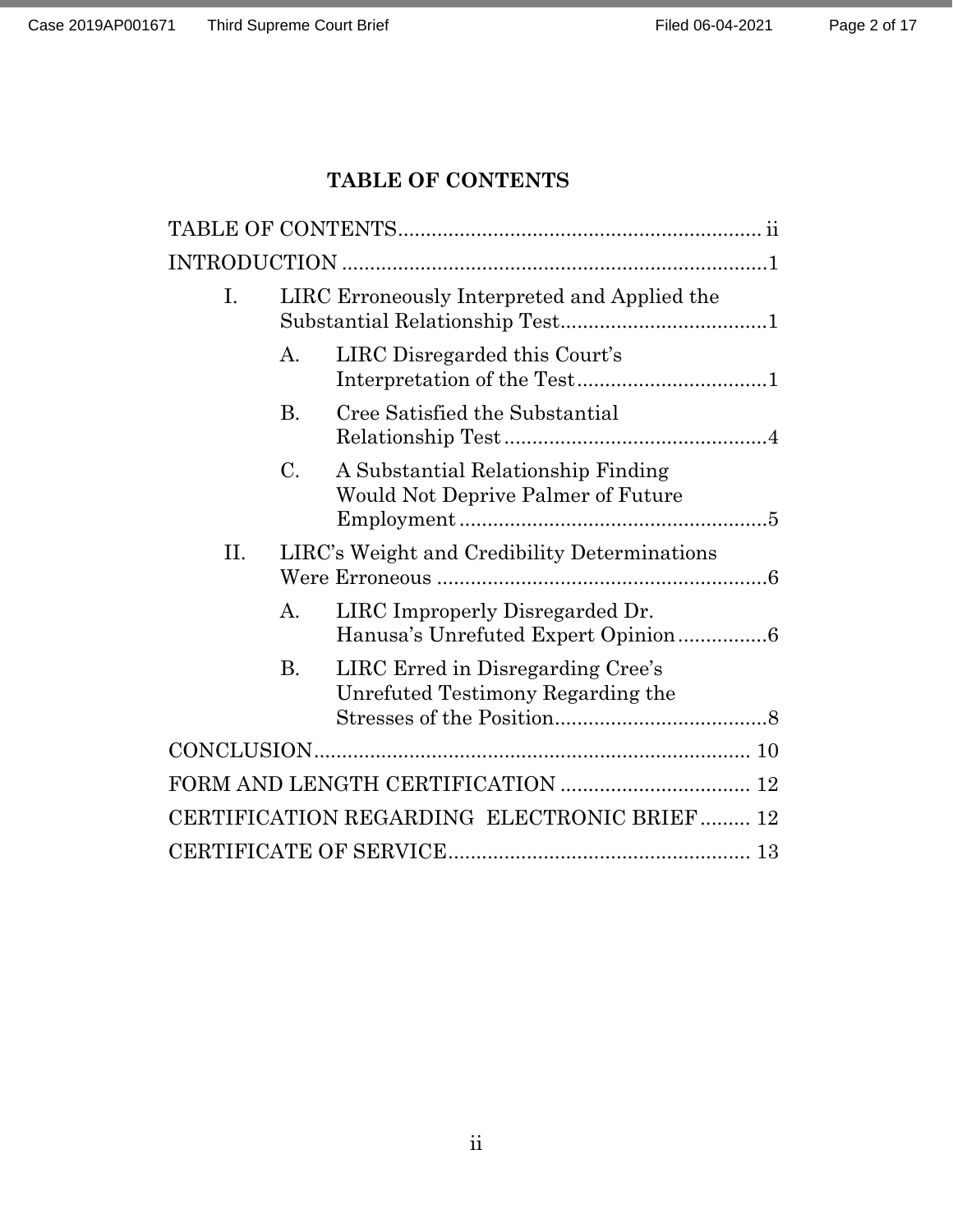# TABLE OF CONTENTS

TABLE OF CONTENTS ................................................................ ii

INTRODUCTION ........................................................................1

- I. LIRC Erroneously Interpreted and Applied the Substantial Relationship Test.....................................1
  - A. LIRC Disregarded this Court's Interpretation of the Test..................................1
  - B. Cree Satisfied the Substantial Relationship Test ...............................................4
  - C. A Substantial Relationship Finding Would Not Deprive Palmer of Future Employment.......................................................5
- II. LIRC's Weight and Credibility Determinations Were Erroneous ...........................................................6
  - A. LIRC Improperly Disregarded Dr. Hanusa's Unrefuted Expert Opinion................6
  - B. LIRC Erred in Disregarding Cree's Unrefuted Testimony Regarding the Stresses of the Position......................................8

CONCLUSION............................................................................. 10

FORM AND LENGTH CERTIFICATION .................................. 12

CERTIFICATION REGARDING ELECTRONIC BRIEF......... 12

CERTIFICATE OF SERVICE...................................................... 13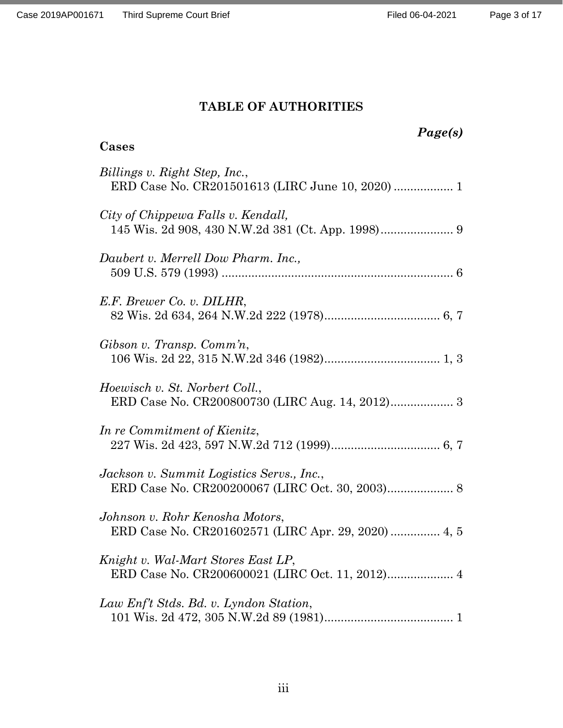# TABLE OF AUTHORITIES

***Page(s)***

**Cases**

*Billings v. Right Step, Inc.*,
ERD Case No. CR201501613 (LIRC June 10, 2020) .................. 1

*City of Chippewa Falls v. Kendall,*
145 Wis. 2d 908, 430 N.W.2d 381 (Ct. App. 1998)...................... 9

*Daubert v. Merrell Dow Pharm. Inc.,*
509 U.S. 579 (1993) ...................................................................... 6

*E.F. Brewer Co. v. DILHR*,
82 Wis. 2d 634, 264 N.W.2d 222 (1978)................................... 6, 7

*Gibson v. Transp. Comm'n*,
106 Wis. 2d 22, 315 N.W.2d 346 (1982)................................... 1, 3

*Hoewisch v. St. Norbert Coll.*,
ERD Case No. CR200800730 (LIRC Aug. 14, 2012)................... 3

*In re Commitment of Kienitz*,
227 Wis. 2d 423, 597 N.W.2d 712 (1999)................................. 6, 7

*Jackson v. Summit Logistics Servs., Inc.*,
ERD Case No. CR200200067 (LIRC Oct. 30, 2003).................... 8

*Johnson v. Rohr Kenosha Motors*,
ERD Case No. CR201602571 (LIRC Apr. 29, 2020) ............... 4, 5

*Knight v. Wal-Mart Stores East LP*,
ERD Case No. CR200600021 (LIRC Oct. 11, 2012).................... 4

*Law Enf't Stds. Bd. v. Lyndon Station*,
101 Wis. 2d 472, 305 N.W.2d 89 (1981)........................................ 1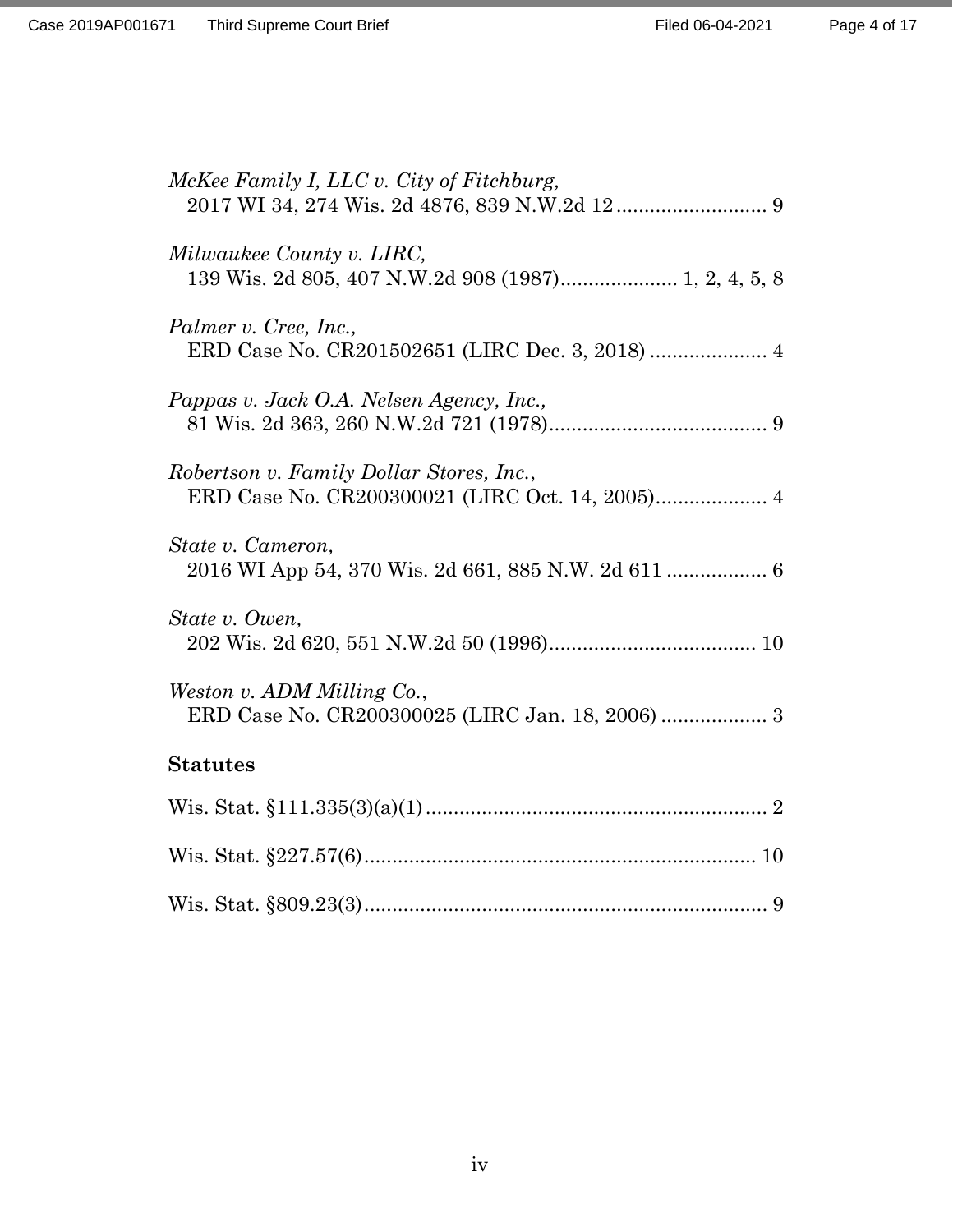*McKee Family I, LLC v. City of Fitchburg,*
2017 WI 34, 274 Wis. 2d 4876, 839 N.W.2d 12 .......................... 9

*Milwaukee County v. LIRC,*
139 Wis. 2d 805, 407 N.W.2d 908 (1987).................... 1, 2, 4, 5, 8

*Palmer v. Cree, Inc.,*
ERD Case No. CR201502651 (LIRC Dec. 3, 2018) .................... 4

*Pappas v. Jack O.A. Nelsen Agency, Inc.,*
81 Wis. 2d 363, 260 N.W.2d 721 (1978)...................................... 9

*Robertson v. Family Dollar Stores, Inc.*,
ERD Case No. CR200300021 (LIRC Oct. 14, 2005).................... 4

*State v. Cameron,*
2016 WI App 54, 370 Wis. 2d 661, 885 N.W. 2d 611 .................. 6

*State v. Owen,*
202 Wis. 2d 620, 551 N.W.2d 50 (1996)..................................... 10

*Weston v. ADM Milling Co.*,
ERD Case No. CR200300025 (LIRC Jan. 18, 2006) ................... 3

**Statutes**

Wis. Stat. §111.335(3)(a)(1) ............................................................ 2

Wis. Stat. §227.57(6) ..................................................................... 10

Wis. Stat. §809.23(3) ....................................................................... 9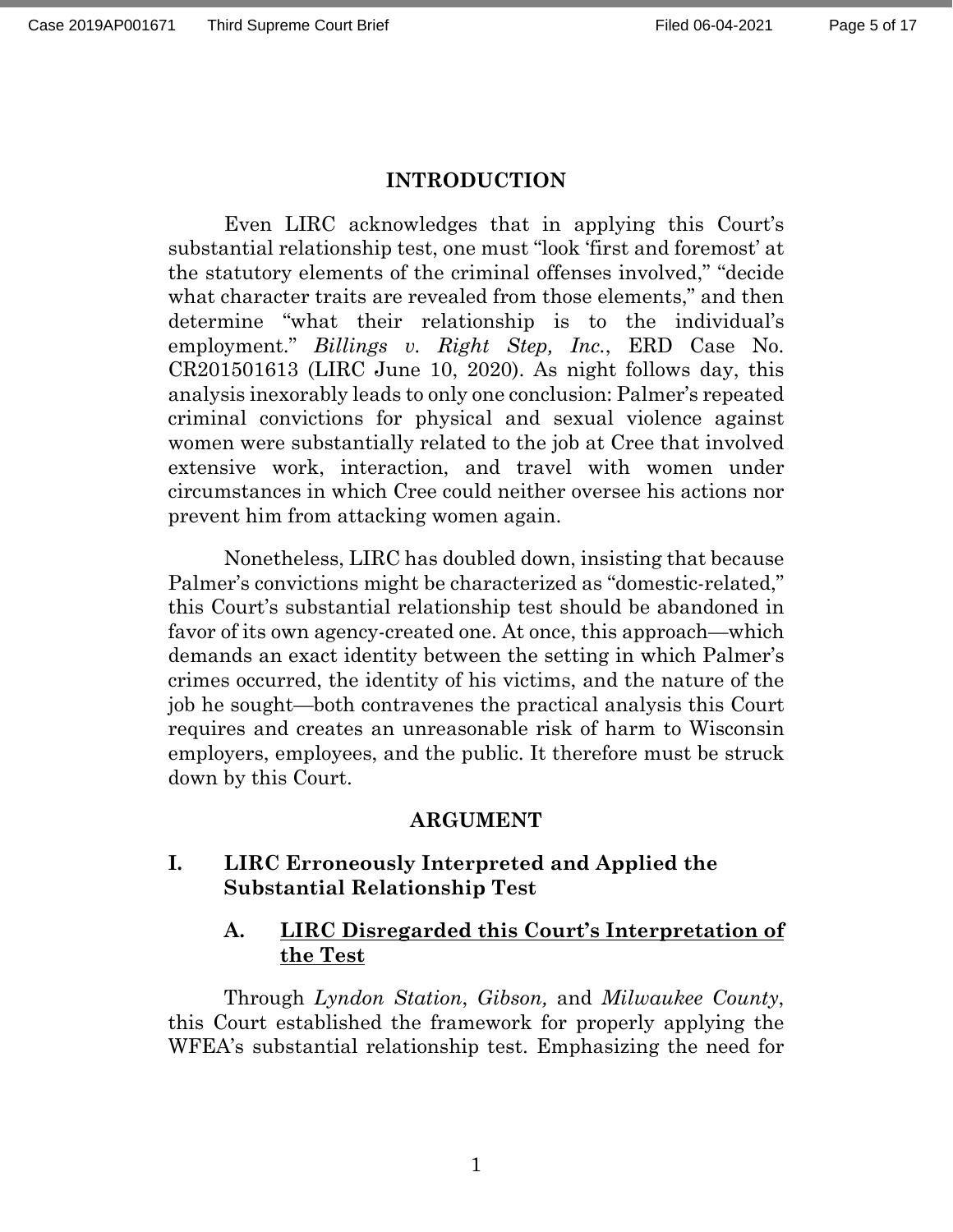## INTRODUCTION

Even LIRC acknowledges that in applying this Court's substantial relationship test, one must "look 'first and foremost' at the statutory elements of the criminal offenses involved," "decide what character traits are revealed from those elements," and then determine "what their relationship is to the individual's employment." *Billings v. Right Step, Inc.*, ERD Case No. CR201501613 (LIRC June 10, 2020). As night follows day, this analysis inexorably leads to only one conclusion: Palmer's repeated criminal convictions for physical and sexual violence against women were substantially related to the job at Cree that involved extensive work, interaction, and travel with women under circumstances in which Cree could neither oversee his actions nor prevent him from attacking women again.

Nonetheless, LIRC has doubled down, insisting that because Palmer's convictions might be characterized as "domestic-related," this Court's substantial relationship test should be abandoned in favor of its own agency-created one. At once, this approach—which demands an exact identity between the setting in which Palmer's crimes occurred, the identity of his victims, and the nature of the job he sought—both contravenes the practical analysis this Court requires and creates an unreasonable risk of harm to Wisconsin employers, employees, and the public. It therefore must be struck down by this Court.

## ARGUMENT

### I. LIRC Erroneously Interpreted and Applied the Substantial Relationship Test

#### A. <u>LIRC Disregarded this Court's Interpretation of the Test</u>

Through *Lyndon Station*, *Gibson,* and *Milwaukee County*, this Court established the framework for properly applying the WFEA's substantial relationship test. Emphasizing the need for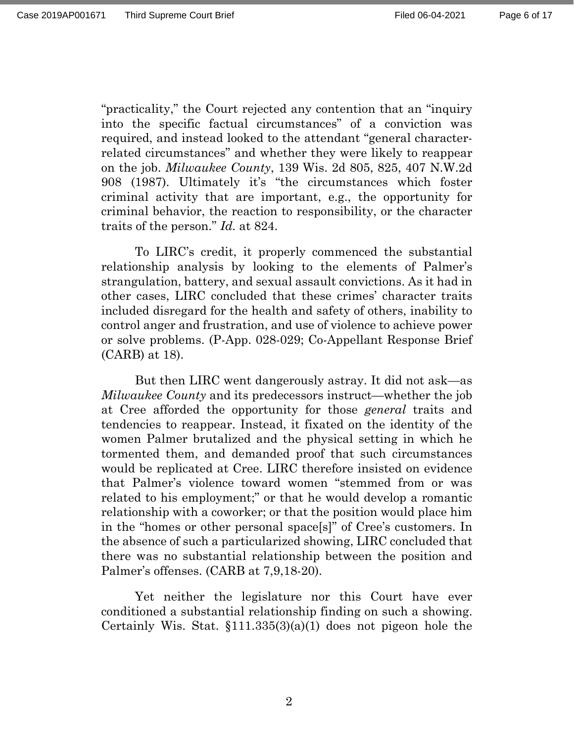"practicality," the Court rejected any contention that an "inquiry into the specific factual circumstances" of a conviction was required, and instead looked to the attendant "general character-related circumstances" and whether they were likely to reappear on the job. *Milwaukee County*, 139 Wis. 2d 805, 825, 407 N.W.2d 908 (1987). Ultimately it's "the circumstances which foster criminal activity that are important, e.g., the opportunity for criminal behavior, the reaction to responsibility, or the character traits of the person." *Id.* at 824.

To LIRC's credit, it properly commenced the substantial relationship analysis by looking to the elements of Palmer's strangulation, battery, and sexual assault convictions. As it had in other cases, LIRC concluded that these crimes' character traits included disregard for the health and safety of others, inability to control anger and frustration, and use of violence to achieve power or solve problems. (P-App. 028-029; Co-Appellant Response Brief (CARB) at 18).

But then LIRC went dangerously astray. It did not ask—as *Milwaukee County* and its predecessors instruct—whether the job at Cree afforded the opportunity for those *general* traits and tendencies to reappear. Instead, it fixated on the identity of the women Palmer brutalized and the physical setting in which he tormented them, and demanded proof that such circumstances would be replicated at Cree. LIRC therefore insisted on evidence that Palmer's violence toward women "stemmed from or was related to his employment;" or that he would develop a romantic relationship with a coworker; or that the position would place him in the "homes or other personal space[s]" of Cree's customers. In the absence of such a particularized showing, LIRC concluded that there was no substantial relationship between the position and Palmer's offenses. (CARB at 7,9,18-20).

Yet neither the legislature nor this Court have ever conditioned a substantial relationship finding on such a showing. Certainly Wis. Stat. §111.335(3)(a)(1) does not pigeon hole the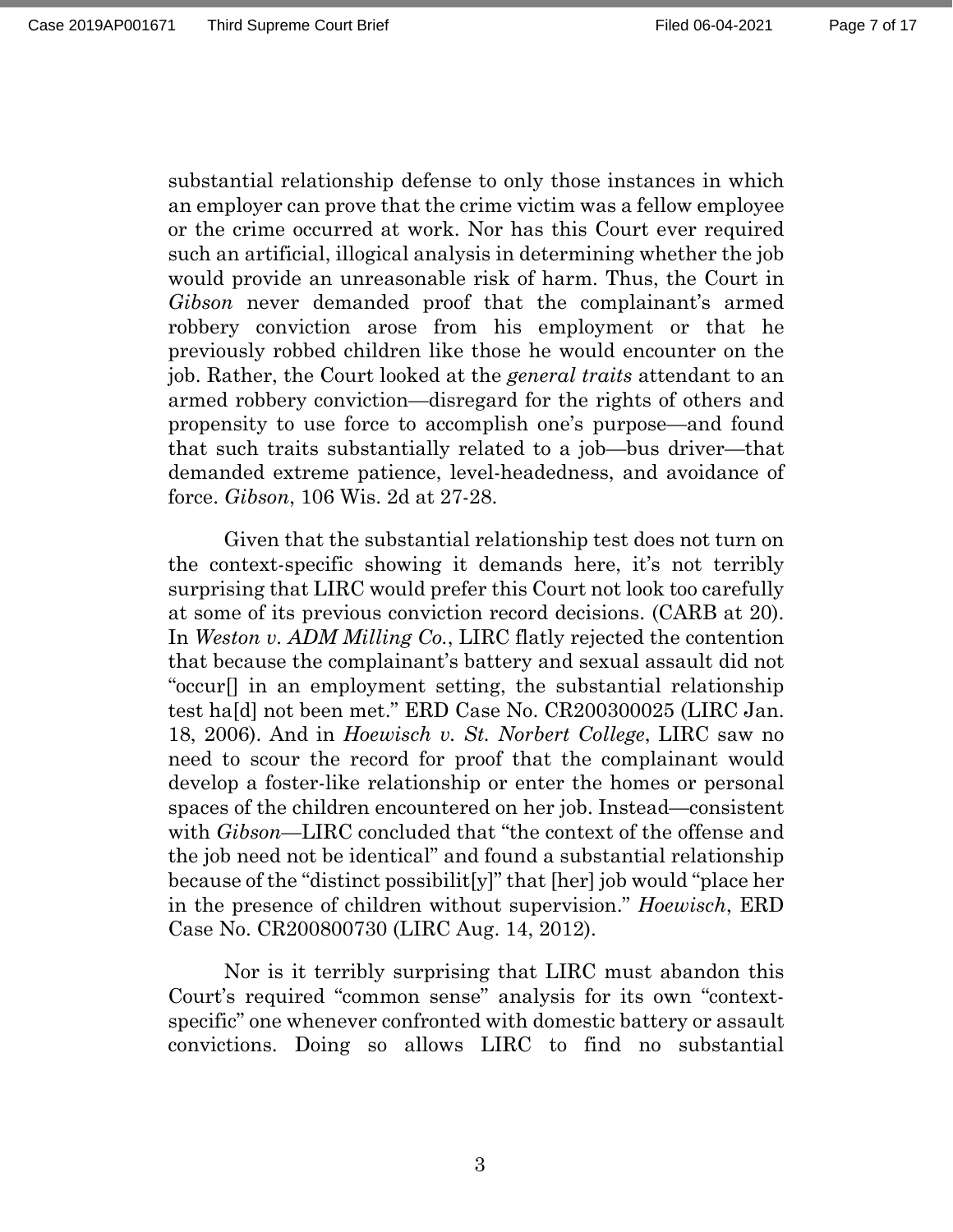substantial relationship defense to only those instances in which an employer can prove that the crime victim was a fellow employee or the crime occurred at work. Nor has this Court ever required such an artificial, illogical analysis in determining whether the job would provide an unreasonable risk of harm. Thus, the Court in *Gibson* never demanded proof that the complainant's armed robbery conviction arose from his employment or that he previously robbed children like those he would encounter on the job. Rather, the Court looked at the *general traits* attendant to an armed robbery conviction—disregard for the rights of others and propensity to use force to accomplish one's purpose—and found that such traits substantially related to a job—bus driver—that demanded extreme patience, level-headedness, and avoidance of force. *Gibson*, 106 Wis. 2d at 27-28.

Given that the substantial relationship test does not turn on the context-specific showing it demands here, it's not terribly surprising that LIRC would prefer this Court not look too carefully at some of its previous conviction record decisions. (CARB at 20). In *Weston v. ADM Milling Co.*, LIRC flatly rejected the contention that because the complainant's battery and sexual assault did not "occur[] in an employment setting, the substantial relationship test ha[d] not been met." ERD Case No. CR200300025 (LIRC Jan. 18, 2006). And in *Hoewisch v. St. Norbert College*, LIRC saw no need to scour the record for proof that the complainant would develop a foster-like relationship or enter the homes or personal spaces of the children encountered on her job. Instead—consistent with *Gibson*—LIRC concluded that "the context of the offense and the job need not be identical" and found a substantial relationship because of the "distinct possibilit[y]" that [her] job would "place her in the presence of children without supervision." *Hoewisch*, ERD Case No. CR200800730 (LIRC Aug. 14, 2012).

Nor is it terribly surprising that LIRC must abandon this Court's required "common sense" analysis for its own "context-specific" one whenever confronted with domestic battery or assault convictions. Doing so allows LIRC to find no substantial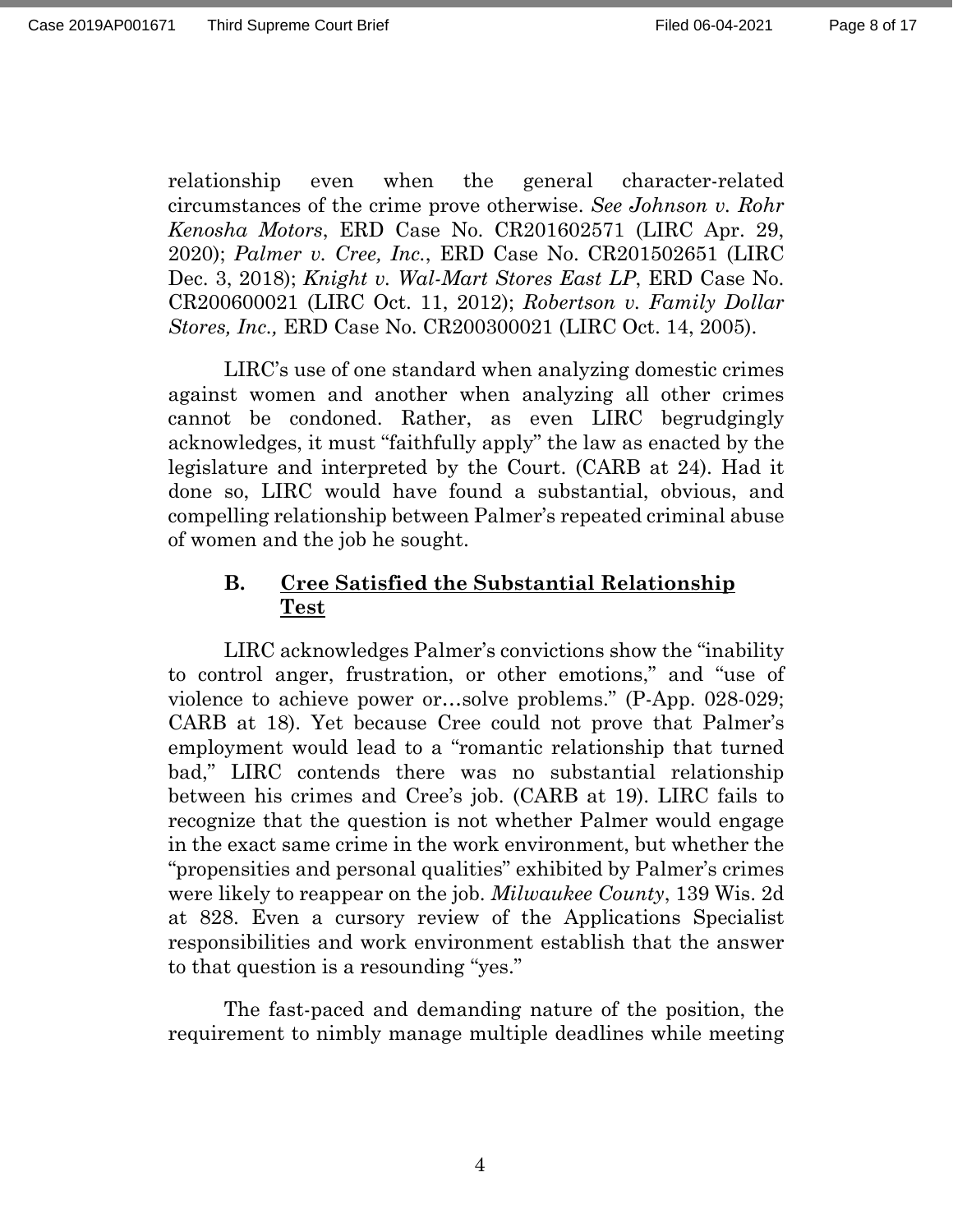relationship even when the general character-related circumstances of the crime prove otherwise. *See Johnson v. Rohr Kenosha Motors*, ERD Case No. CR201602571 (LIRC Apr. 29, 2020); *Palmer v. Cree, Inc.*, ERD Case No. CR201502651 (LIRC Dec. 3, 2018); *Knight v. Wal-Mart Stores East LP*, ERD Case No. CR200600021 (LIRC Oct. 11, 2012); *Robertson v. Family Dollar Stores, Inc.,* ERD Case No. CR200300021 (LIRC Oct. 14, 2005).

LIRC's use of one standard when analyzing domestic crimes against women and another when analyzing all other crimes cannot be condoned. Rather, as even LIRC begrudgingly acknowledges, it must "faithfully apply" the law as enacted by the legislature and interpreted by the Court. (CARB at 24). Had it done so, LIRC would have found a substantial, obvious, and compelling relationship between Palmer's repeated criminal abuse of women and the job he sought.

### B. <u>Cree Satisfied the Substantial Relationship Test</u>

LIRC acknowledges Palmer's convictions show the "inability to control anger, frustration, or other emotions," and "use of violence to achieve power or…solve problems." (P-App. 028-029; CARB at 18). Yet because Cree could not prove that Palmer's employment would lead to a "romantic relationship that turned bad," LIRC contends there was no substantial relationship between his crimes and Cree's job. (CARB at 19). LIRC fails to recognize that the question is not whether Palmer would engage in the exact same crime in the work environment, but whether the "propensities and personal qualities" exhibited by Palmer's crimes were likely to reappear on the job. *Milwaukee County*, 139 Wis. 2d at 828. Even a cursory review of the Applications Specialist responsibilities and work environment establish that the answer to that question is a resounding "yes."

The fast-paced and demanding nature of the position, the requirement to nimbly manage multiple deadlines while meeting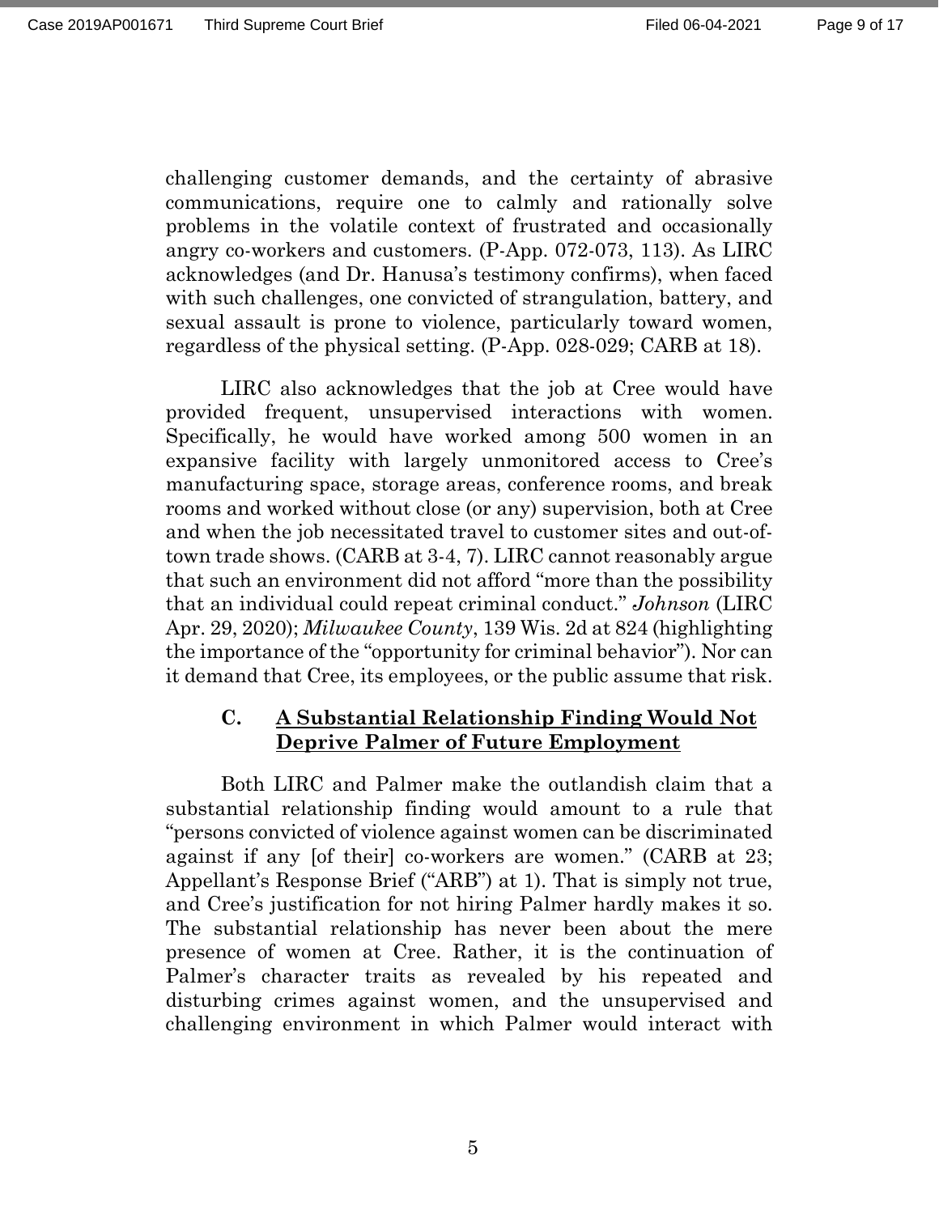challenging customer demands, and the certainty of abrasive communications, require one to calmly and rationally solve problems in the volatile context of frustrated and occasionally angry co-workers and customers. (P-App. 072-073, 113). As LIRC acknowledges (and Dr. Hanusa's testimony confirms), when faced with such challenges, one convicted of strangulation, battery, and sexual assault is prone to violence, particularly toward women, regardless of the physical setting. (P-App. 028-029; CARB at 18).

LIRC also acknowledges that the job at Cree would have provided frequent, unsupervised interactions with women. Specifically, he would have worked among 500 women in an expansive facility with largely unmonitored access to Cree's manufacturing space, storage areas, conference rooms, and break rooms and worked without close (or any) supervision, both at Cree and when the job necessitated travel to customer sites and out-of-town trade shows. (CARB at 3-4, 7). LIRC cannot reasonably argue that such an environment did not afford "more than the possibility that an individual could repeat criminal conduct." *Johnson* (LIRC Apr. 29, 2020); *Milwaukee County*, 139 Wis. 2d at 824 (highlighting the importance of the "opportunity for criminal behavior"). Nor can it demand that Cree, its employees, or the public assume that risk.

### C. **<u>A Substantial Relationship Finding Would Not Deprive Palmer of Future Employment</u>**

Both LIRC and Palmer make the outlandish claim that a substantial relationship finding would amount to a rule that "persons convicted of violence against women can be discriminated against if any [of their] co-workers are women." (CARB at 23; Appellant's Response Brief ("ARB") at 1). That is simply not true, and Cree's justification for not hiring Palmer hardly makes it so. The substantial relationship has never been about the mere presence of women at Cree. Rather, it is the continuation of Palmer's character traits as revealed by his repeated and disturbing crimes against women, and the unsupevised and challenging environment in which Palmer would interact with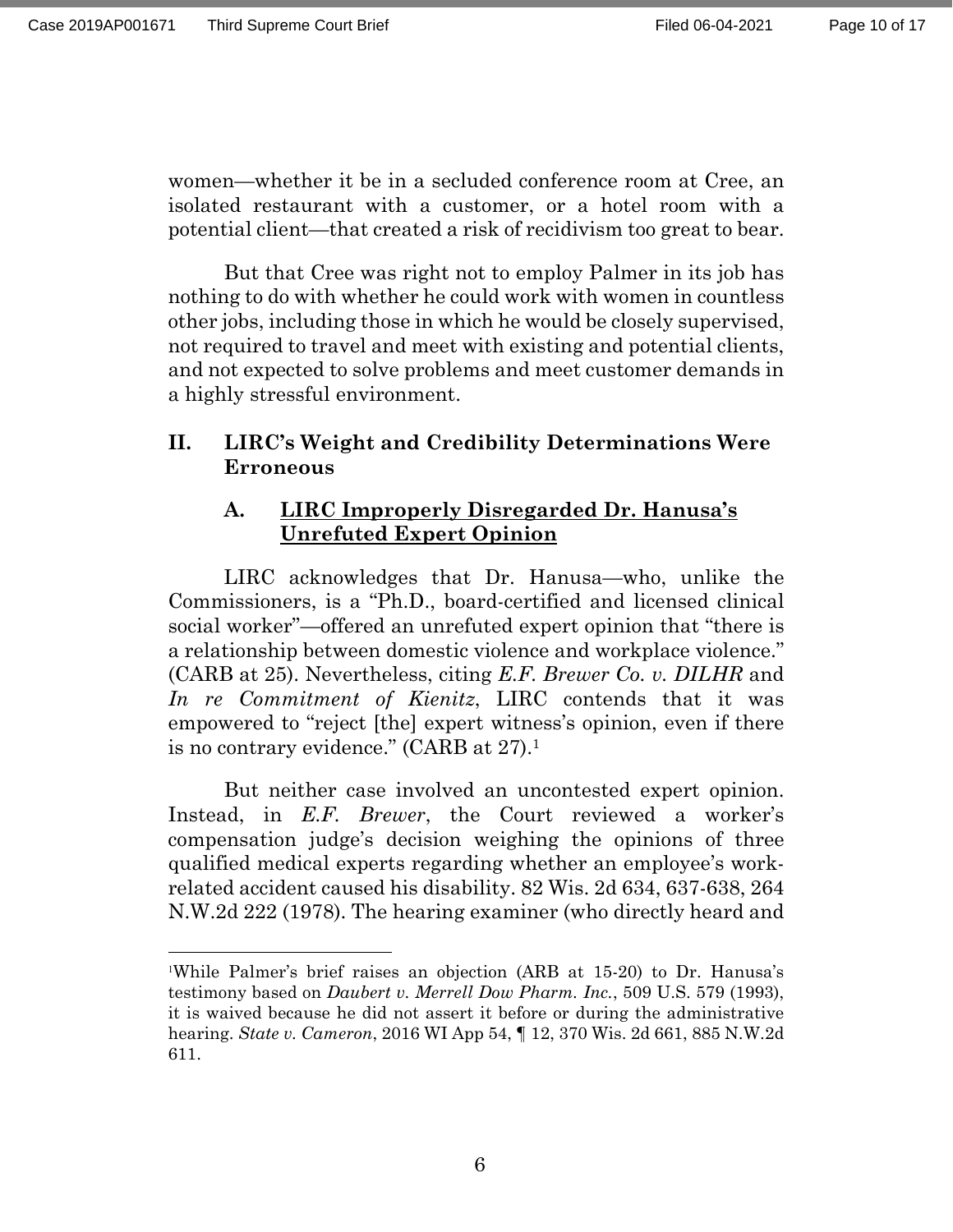women—whether it be in a secluded conference room at Cree, an isolated restaurant with a customer, or a hotel room with a potential client—that created a risk of recidivism too great to bear.

But that Cree was right not to employ Palmer in its job has nothing to do with whether he could work with women in countless other jobs, including those in which he would be closely supervised, not required to travel and meet with existing and potential clients, and not expected to solve problems and meet customer demands in a highly stressful environment.

## II. LIRC's Weight and Credibility Determinations Were Erroneous

### A. LIRC Improperly Disregarded Dr. Hanusa's Unrefuted Expert Opinion

LIRC acknowledges that Dr. Hanusa—who, unlike the Commissioners, is a "Ph.D., board-certified and licensed clinical social worker"—offered an unrefuted expert opinion that "there is a relationship between domestic violence and workplace violence." (CARB at 25). Nevertheless, citing *E.F. Brewer Co. v. DILHR* and *In re Commitment of Kienitz*, LIRC contends that it was empowered to "reject [the] expert witness's opinion, even if there is no contrary evidence." (CARB at 27).[1]

But neither case involved an uncontested expert opinion. Instead, in *E.F. Brewer*, the Court reviewed a worker's compensation judge's decision weighing the opinions of three qualified medical experts regarding whether an employee's work-related accident caused his disability. 82 Wis. 2d 634, 637-638, 264 N.W.2d 222 (1978). The hearing examiner (who directly heard and

---

[1]While Palmer's brief raises an objection (ARB at 15-20) to Dr. Hanusa's testimony based on *Daubert v. Merrell Dow Pharm. Inc.*, 509 U.S. 579 (1993), it is waived because he did not assert it before or during the administrative hearing. *State v. Cameron*, 2016 WI App 54, ¶ 12, 370 Wis. 2d 661, 885 N.W.2d 611.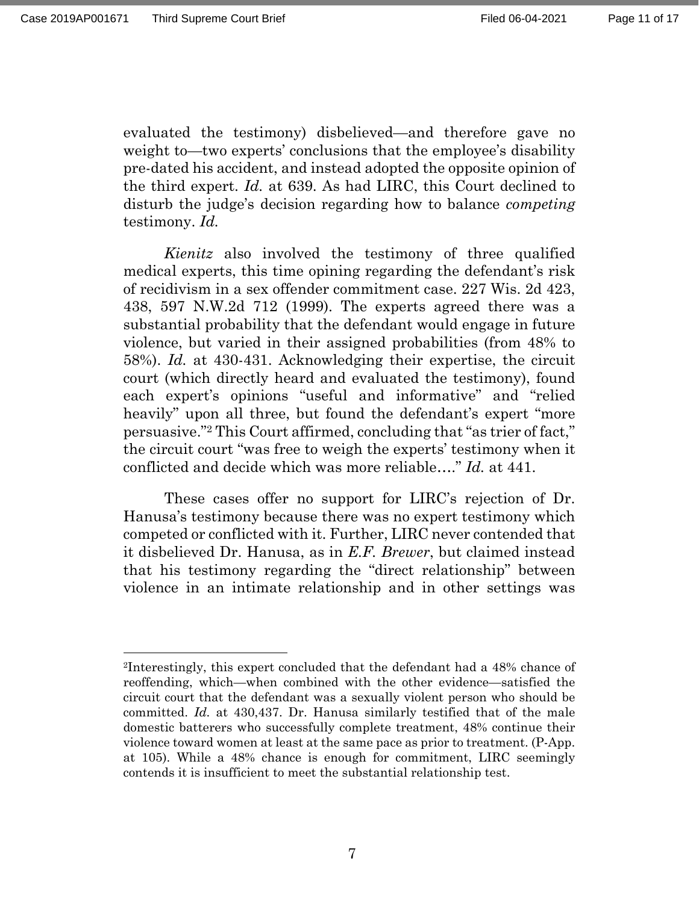evaluated the testimony) disbelieved—and therefore gave no weight to—two experts' conclusions that the employee's disability pre-dated his accident, and instead adopted the opposite opinion of the third expert. *Id.* at 639. As had LIRC, this Court declined to disturb the judge's decision regarding how to balance *competing* testimony. *Id.*

*Kienitz* also involved the testimony of three qualified medical experts, this time opining regarding the defendant's risk of recidivism in a sex offender commitment case. 227 Wis. 2d 423, 438, 597 N.W.2d 712 (1999). The experts agreed there was a substantial probability that the defendant would engage in future violence, but varied in their assigned probabilities (from 48% to 58%). *Id.* at 430-431. Acknowledging their expertise, the circuit court (which directly heard and evaluated the testimony), found each expert's opinions "useful and informative" and "relied heavily" upon all three, but found the defendant's expert "more persuasive."[2] This Court affirmed, concluding that "as trier of fact," the circuit court "was free to weigh the experts' testimony when it conflicted and decide which was more reliable…." *Id.* at 441.

These cases offer no support for LIRC's rejection of Dr. Hanusa's testimony because there was no expert testimony which competed or conflicted with it. Further, LIRC never contended that it disbelieved Dr. Hanusa, as in *E.F. Brewer*, but claimed instead that his testimony regarding the "direct relationship" between violence in an intimate relationship and in other settings was

---

[2]Interestingly, this expert concluded that the defendant had a 48% chance of reoffending, which—when combined with the other evidence—satisfied the circuit court that the defendant was a sexually violent person who should be committed. *Id.* at 430,437. Dr. Hanusa similarly testified that of the male domestic batterers who successfully complete treatment, 48% continue their violence toward women at least at the same pace as prior to treatment. (P-App. at 105). While a 48% chance is enough for commitment, LIRC seemingly contends it is insufficient to meet the substantial relationship test.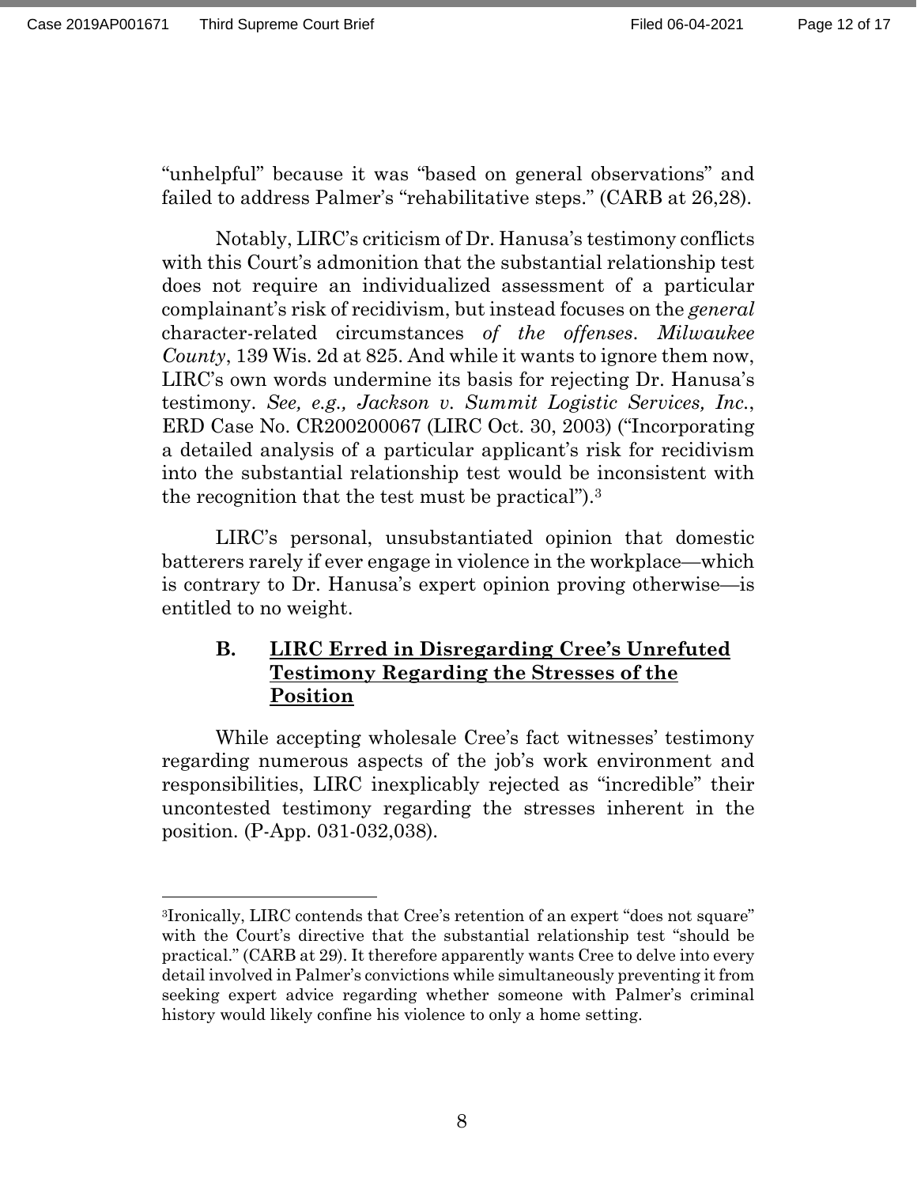"unhelpful" because it was "based on general observations" and failed to address Palmer's "rehabilitative steps." (CARB at 26,28).

Notably, LIRC's criticism of Dr. Hanusa's testimony conflicts with this Court's admonition that the substantial relationship test does not require an individualized assessment of a particular complainant's risk of recidivism, but instead focuses on the *general* character-related circumstances *of the offenses*. *Milwaukee County*, 139 Wis. 2d at 825. And while it wants to ignore them now, LIRC's own words undermine its basis for rejecting Dr. Hanusa's testimony. *See, e.g., Jackson v. Summit Logistic Services, Inc.*, ERD Case No. CR200200067 (LIRC Oct. 30, 2003) ("Incorporating a detailed analysis of a particular applicant's risk for recidivism into the substantial relationship test would be inconsistent with the recognition that the test must be practical").[3]

LIRC's personal, unsubstantiated opinion that domestic batterers rarely if ever engage in violence in the workplace—which is contrary to Dr. Hanusa's expert opinion proving otherwise—is entitled to no weight.

### B. <u>LIRC Erred in Disregarding Cree's Unrefuted Testimony Regarding the Stresses of the Position</u>

While accepting wholesale Cree's fact witnesses' testimony regarding numerous aspects of the job's work environment and responsibilities, LIRC inexplicably rejected as "incredible" their uncontested testimony regarding the stresses inherent in the position. (P-App. 031-032,038).

---

[3] Ironically, LIRC contends that Cree's retention of an expert "does not square" with the Court's directive that the substantial relationship test "should be practical." (CARB at 29). It therefore apparently wants Cree to delve into every detail involved in Palmer's convictions while simultaneously preventing it from seeking expert advice regarding whether someone with Palmer's criminal history would likely confine his violence to only a home setting.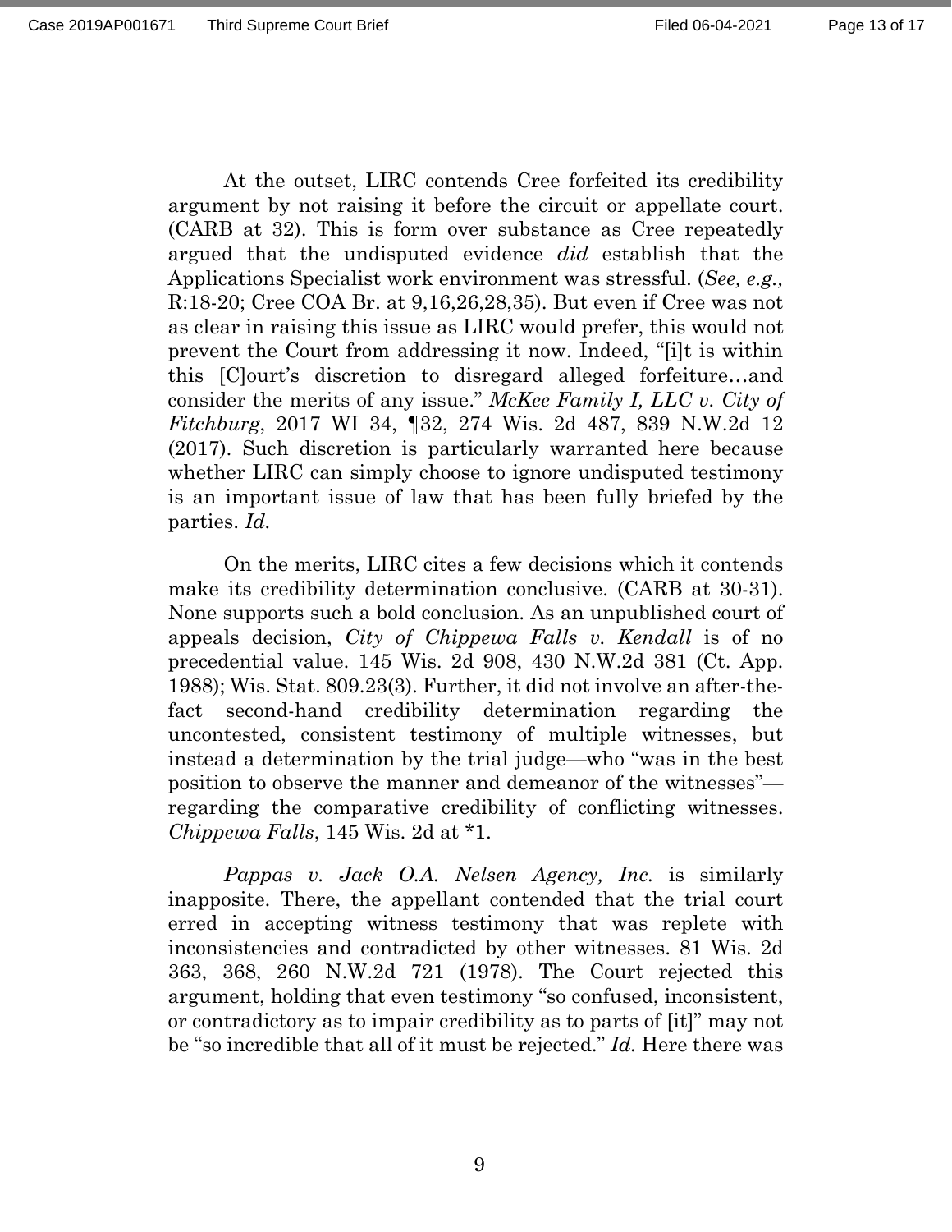At the outset, LIRC contends Cree forfeited its credibility argument by not raising it before the circuit or appellate court. (CARB at 32). This is form over substance as Cree repeatedly argued that the undisputed evidence *did* establish that the Applications Specialist work environment was stressful. (*See, e.g.,* R:18-20; Cree COA Br. at 9,16,26,28,35). But even if Cree was not as clear in raising this issue as LIRC would prefer, this would not prevent the Court from addressing it now. Indeed, "[i]t is within this [C]ourt's discretion to disregard alleged forfeiture…and consider the merits of any issue." *McKee Family I, LLC v. City of Fitchburg*, 2017 WI 34, ¶32, 274 Wis. 2d 487, 839 N.W.2d 12 (2017). Such discretion is particularly warranted here because whether LIRC can simply choose to ignore undisputed testimony is an important issue of law that has been fully briefed by the parties. *Id.*

On the merits, LIRC cites a few decisions which it contends make its credibility determination conclusive. (CARB at 30-31). None supports such a bold conclusion. As an unpublished court of appeals decision, *City of Chippewa Falls v. Kendall* is of no precedential value. 145 Wis. 2d 908, 430 N.W.2d 381 (Ct. App. 1988); Wis. Stat. 809.23(3). Further, it did not involve an after-the-fact second-hand credibility determination regarding the uncontested, consistent testimony of multiple witnesses, but instead a determination by the trial judge—who "was in the best position to observe the manner and demeanor of the witnesses"—regarding the comparative credibility of conflicting witnesses. *Chippewa Falls*, 145 Wis. 2d at *1.

*Pappas v. Jack O.A. Nelsen Agency, Inc.* is similarly inapposite. There, the appellant contended that the trial court erred in accepting witness testimony that was replete with inconsistencies and contradicted by other witnesses. 81 Wis. 2d 363, 368, 260 N.W.2d 721 (1978). The Court rejected this argument, holding that even testimony "so confused, inconsistent, or contradictory as to impair credibility as to parts of [it]" may not be "so incredible that all of it must be rejected." *Id.* Here there was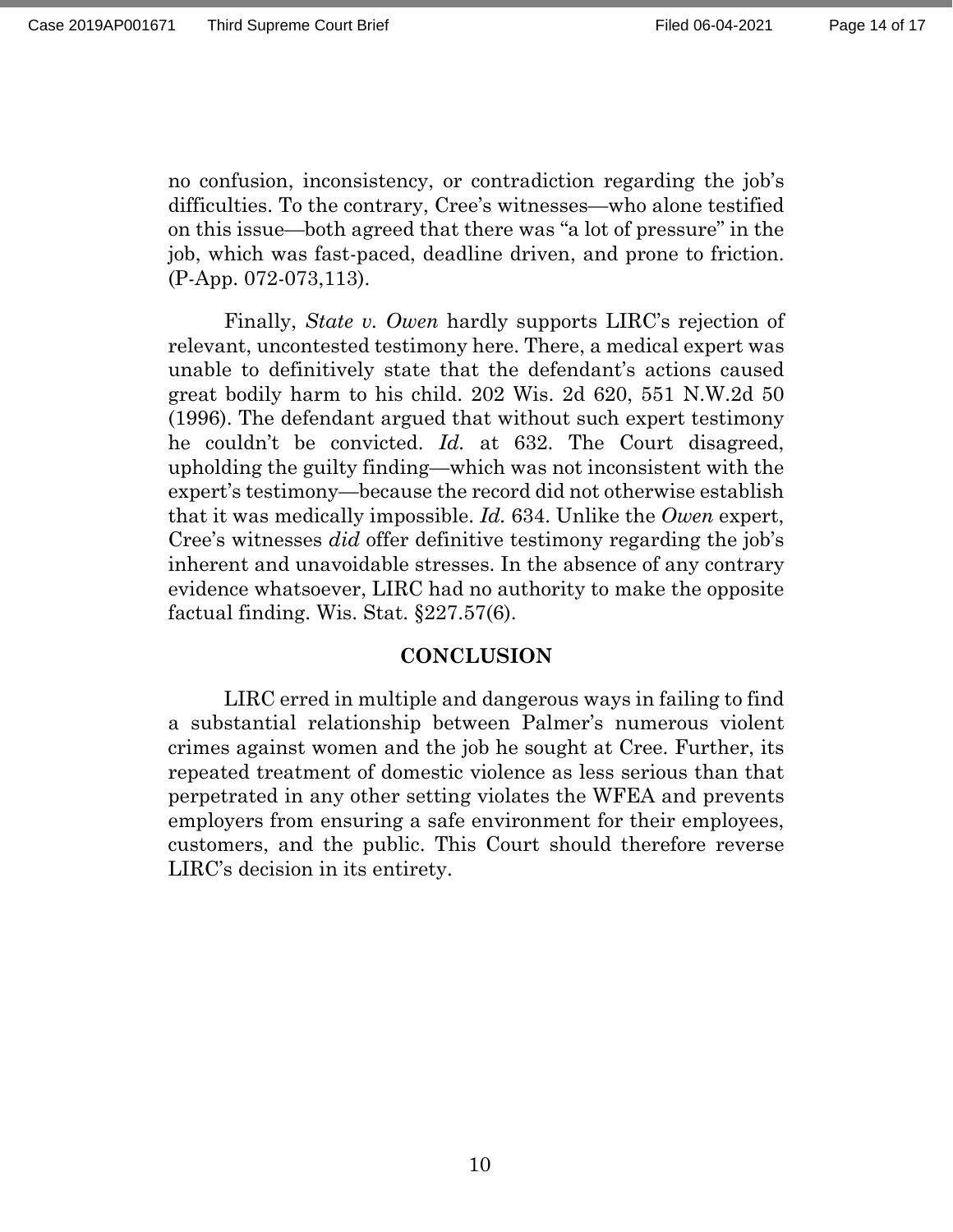no confusion, inconsistency, or contradiction regarding the job's difficulties. To the contrary, Cree's witnesses—who alone testified on this issue—both agreed that there was "a lot of pressure" in the job, which was fast-paced, deadline driven, and prone to friction. (P-App. 072-073,113).

Finally, *State v. Owen* hardly supports LIRC's rejection of relevant, uncontested testimony here. There, a medical expert was unable to definitively state that the defendant's actions caused great bodily harm to his child. 202 Wis. 2d 620, 551 N.W.2d 50 (1996). The defendant argued that without such expert testimony he couldn't be convicted. *Id.* at 632. The Court disagreed, upholding the guilty finding—which was not inconsistent with the expert's testimony—because the record did not otherwise establish that it was medically impossible. *Id.* 634. Unlike the *Owen* expert, Cree's witnesses *did* offer definitive testimony regarding the job's inherent and unavoidable stresses. In the absence of any contrary evidence whatsoever, LIRC had no authority to make the opposite factual finding. Wis. Stat. §227.57(6).

## CONCLUSION

LIRC erred in multiple and dangerous ways in failing to find a substantial relationship between Palmer's numerous violent crimes against women and the job he sought at Cree. Further, its repeated treatment of domestic violence as less serious than that perpetrated in any other setting violates the WFEA and prevents employers from ensuring a safe environment for their employees, customers, and the public. This Court should therefore reverse LIRC's decision in its entirety.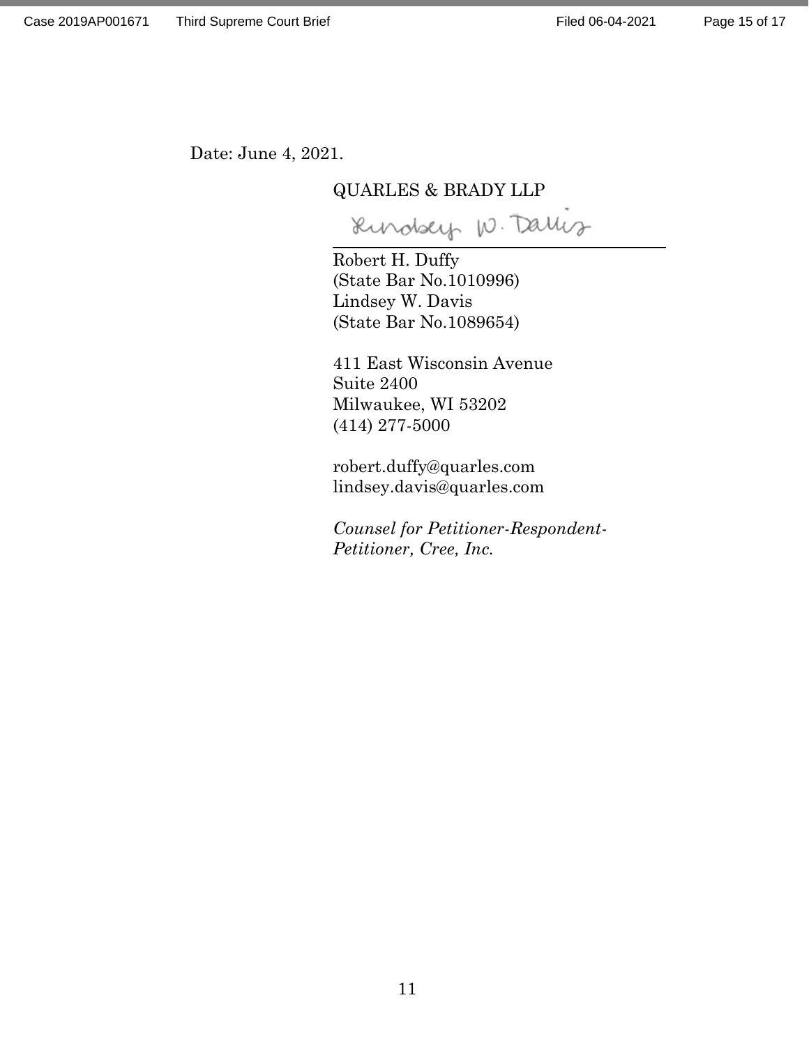Date: June 4, 2021.

QUARLES & BRADY LLP

Lindsey W. Davis

Robert H. Duffy
(State Bar No.1010996)
Lindsey W. Davis
(State Bar No.1089654)

411 East Wisconsin Avenue
Suite 2400
Milwaukee, WI 53202
(414) 277-5000

robert.duffy@quarles.com
lindsey.davis@quarles.com

*Counsel for Petitioner-Respondent-Petitioner, Cree, Inc.*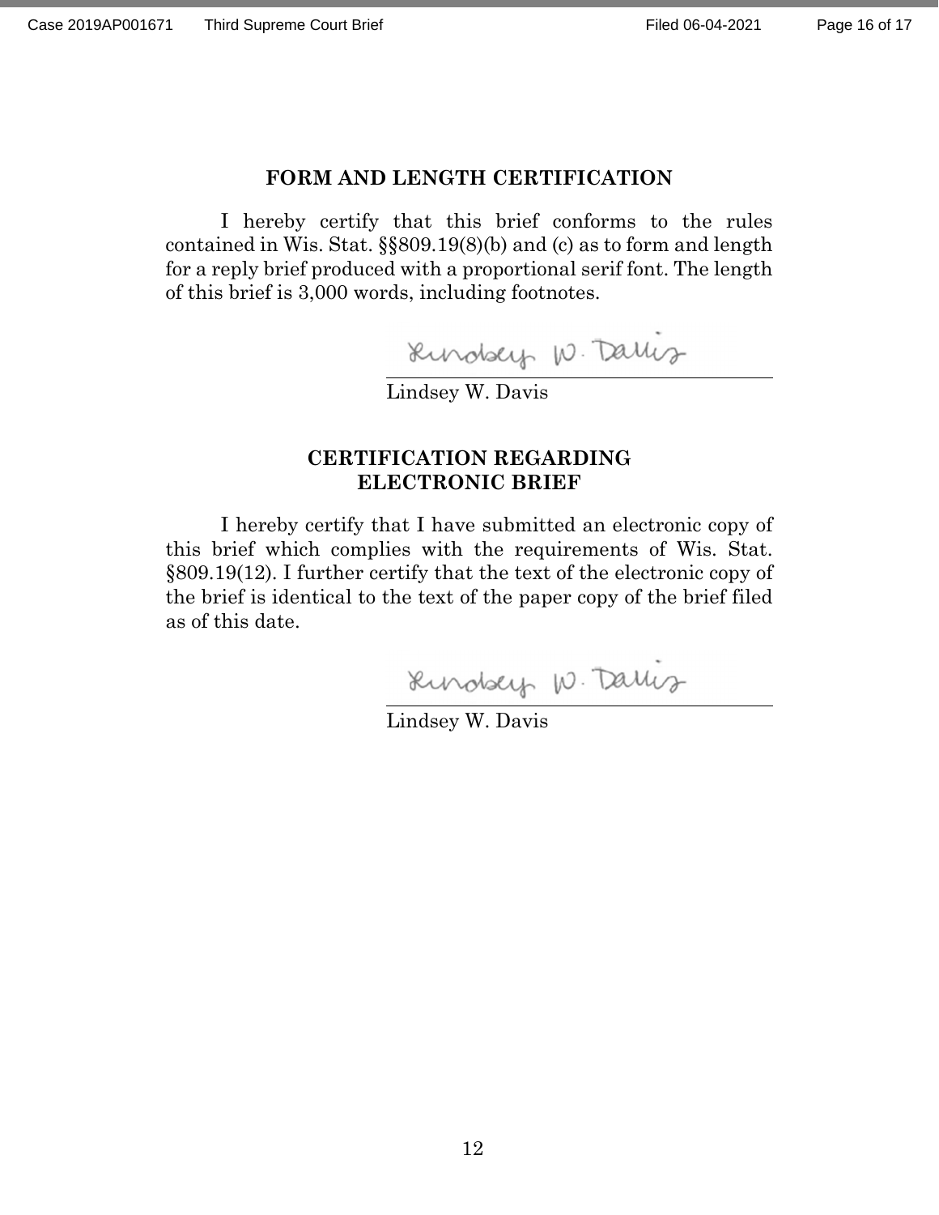## FORM AND LENGTH CERTIFICATION

I hereby certify that this brief conforms to the rules contained in Wis. Stat. §§809.19(8)(b) and (c) as to form and length for a reply brief produced with a proportional serif font. The length of this brief is 3,000 words, including footnotes.

Lindsey W. Davis

## CERTIFICATION REGARDING ELECTRONIC BRIEF

I hereby certify that I have submitted an electronic copy of this brief which complies with the requirements of Wis. Stat. §809.19(12). I further certify that the text of the electronic copy of the brief is identical to the text of the paper copy of the brief filed as of this date.

Lindsey W. Davis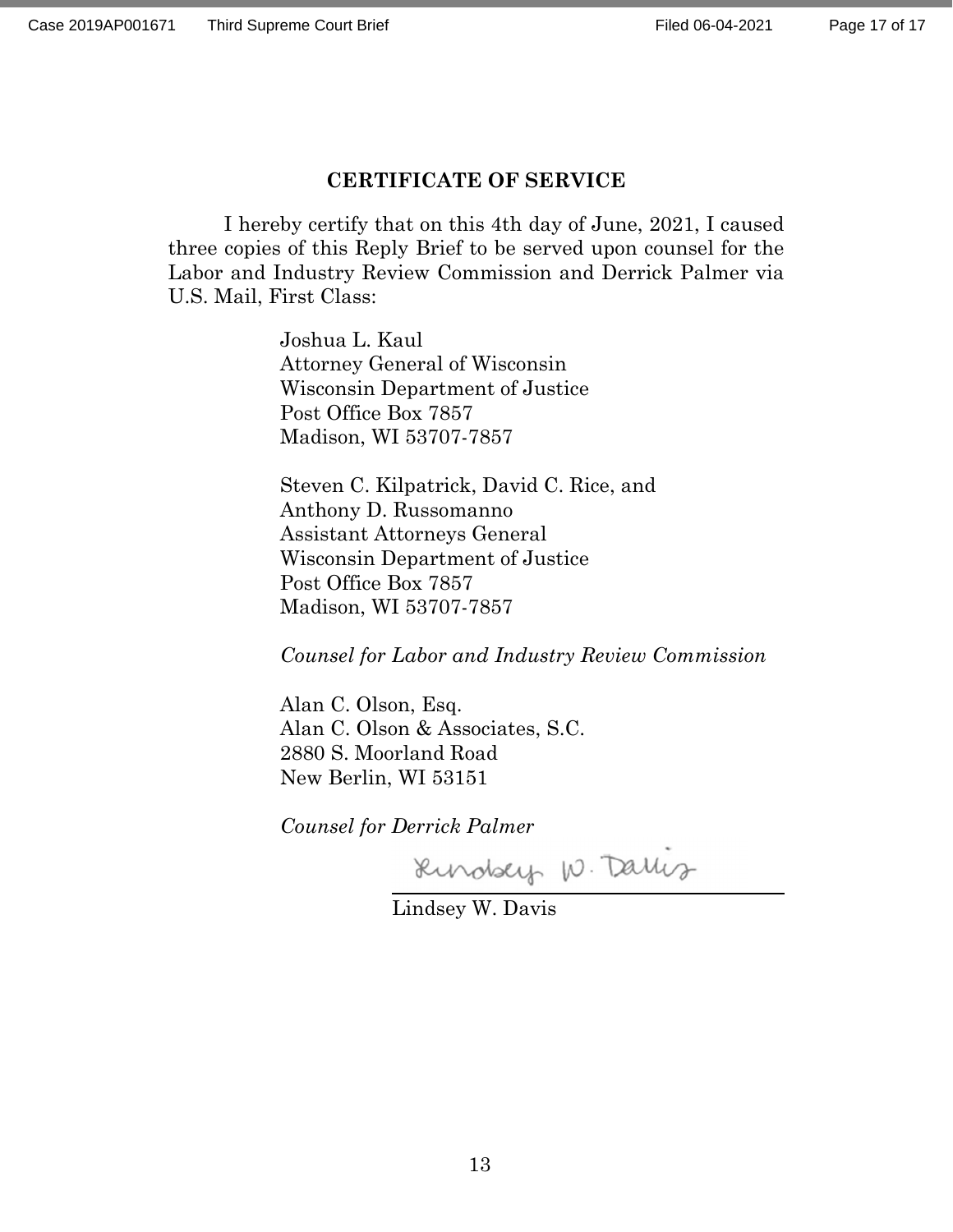## CERTIFICATE OF SERVICE

I hereby certify that on this 4th day of June, 2021, I caused three copies of this Reply Brief to be served upon counsel for the Labor and Industry Review Commission and Derrick Palmer via U.S. Mail, First Class:

Joshua L. Kaul
Attorney General of Wisconsin
Wisconsin Department of Justice
Post Office Box 7857
Madison, WI 53707-7857

Steven C. Kilpatrick, David C. Rice, and
Anthony D. Russomanno
Assistant Attorneys General
Wisconsin Department of Justice
Post Office Box 7857
Madison, WI 53707-7857

*Counsel for Labor and Industry Review Commission*

Alan C. Olson, Esq.
Alan C. Olson & Associates, S.C.
2880 S. Moorland Road
New Berlin, WI 53151

*Counsel for Derrick Palmer*

Lindsey W. Davis